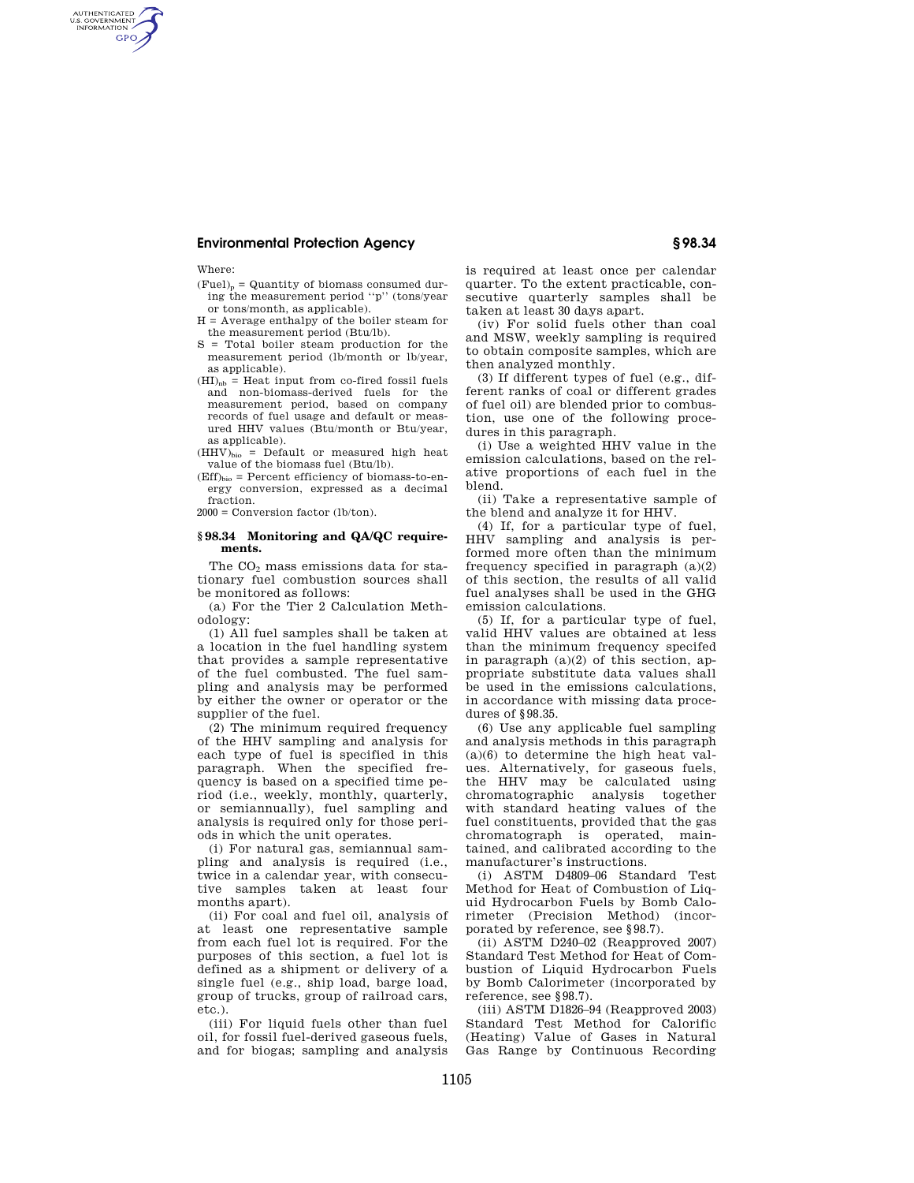Where:

$(Fuel)_p$ = Quantity of biomass consumed during the measurement period "p" (tons/year or tons/month, as applicable).

H = Average enthalpy of the boiler steam for the measurement period (Btu/lb).

S = Total boiler steam production for the measurement period (lb/month or lb/year, as applicable).

$(HI)_{nb}$ = Heat input from co-fired fossil fuels and non-biomass-derived fuels for the measurement period, based on company records of fuel usage and default or measured HHV values (Btu/month or Btu/year, as applicable).

$(HHV)_{bio}$ = Default or measured high heat value of the biomass fuel (Btu/lb).

$(Eff)_{bio}$ = Percent efficiency of biomass-to-energy conversion, expressed as a decimal fraction.

2000 = Conversion factor (lb/ton).

### § 98.34 Monitoring and QA/QC requirements.

The $CO_2$ mass emissions data for stationary fuel combustion sources shall be monitored as follows:

(a) For the Tier 2 Calculation Methodology:

(1) All fuel samples shall be taken at a location in the fuel handling system that provides a sample representative of the fuel combusted. The fuel sampling and analysis may be performed by either the owner or operator or the supplier of the fuel.

(2) The minimum required frequency of the HHV sampling and analysis for each type of fuel is specified in this paragraph. When the specified frequency is based on a specified time period (i.e., weekly, monthly, quarterly, or semiannually), fuel sampling and analysis is required only for those periods in which the unit operates.

(i) For natural gas, semiannual sampling and analysis is required (i.e., twice in a calendar year, with consecutive samples taken at least four months apart).

(ii) For coal and fuel oil, analysis of at least one representative sample from each fuel lot is required. For the purposes of this section, a fuel lot is defined as a shipment or delivery of a single fuel (e.g., ship load, barge load, group of trucks, group of railroad cars, etc.).

(iii) For liquid fuels other than fuel oil, for fossil fuel-derived gaseous fuels, and for biogas; sampling and analysis is required at least once per calendar quarter. To the extent practicable, consecutive quarterly samples shall be taken at least 30 days apart.

(iv) For solid fuels other than coal and MSW, weekly sampling is required to obtain composite samples, which are then analyzed monthly.

(3) If different types of fuel (e.g., different ranks of coal or different grades of fuel oil) are blended prior to combustion, use one of the following procedures in this paragraph.

(i) Use a weighted HHV value in the emission calculations, based on the relative proportions of each fuel in the blend.

(ii) Take a representative sample of the blend and analyze it for HHV.

(4) If, for a particular type of fuel, HHV sampling and analysis is performed more often than the minimum frequency specified in paragraph (a)(2) of this section, the results of all valid fuel analyses shall be used in the GHG emission calculations.

(5) If, for a particular type of fuel, valid HHV values are obtained at less than the minimum frequency specifed in paragraph (a)(2) of this section, appropriate substitute data values shall be used in the emissions calculations, in accordance with missing data procedures of § 98.35.

(6) Use any applicable fuel sampling and analysis methods in this paragraph (a)(6) to determine the high heat values. Alternatively, for gaseous fuels, the HHV may be calculated using chromatographic analysis together with standard heating values of the fuel constituents, provided that the gas chromatograph is operated, maintained, and calibrated according to the manufacturer's instructions.

(i) ASTM D4809–06 Standard Test Method for Heat of Combustion of Liquid Hydrocarbon Fuels by Bomb Calorimeter (Precision Method) (incorporated by reference, see § 98.7).

(ii) ASTM D240–02 (Reapproved 2007) Standard Test Method for Heat of Combustion of Liquid Hydrocarbon Fuels by Bomb Calorimeter (incorporated by reference, see § 98.7).

(iii) ASTM D1826–94 (Reapproved 2003) Standard Test Method for Calorific (Heating) Value of Gases in Natural Gas Range by Continuous Recording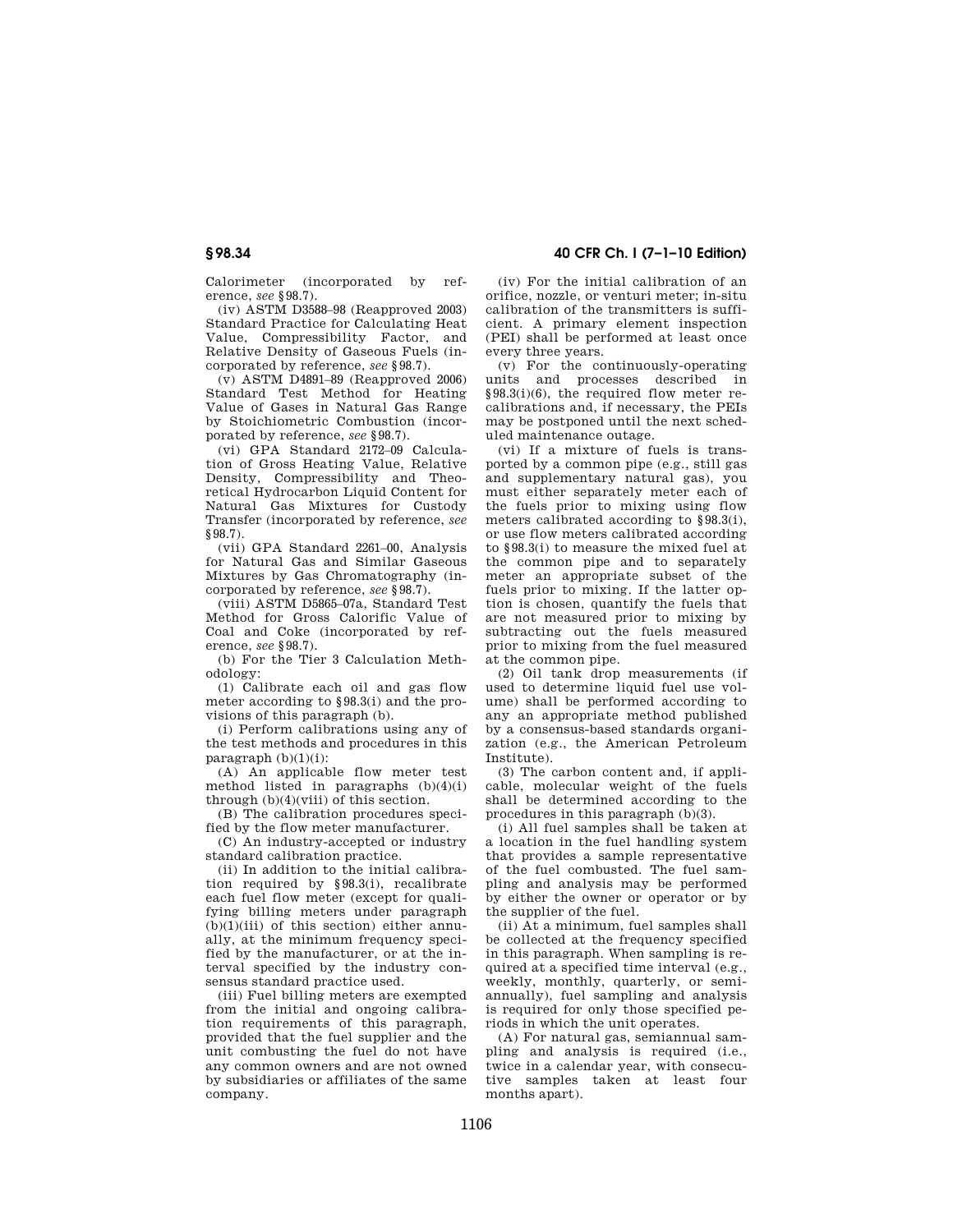Calorimeter (incorporated by reference, *see* §98.7).

(iv) ASTM D3588–98 (Reapproved 2003) Standard Practice for Calculating Heat Value, Compressibility Factor, and Relative Density of Gaseous Fuels (incorporated by reference, *see* §98.7).

(v) ASTM D4891–89 (Reapproved 2006) Standard Test Method for Heating Value of Gases in Natural Gas Range by Stoichiometric Combustion (incorporated by reference, *see* §98.7).

(vi) GPA Standard 2172–09 Calculation of Gross Heating Value, Relative Density, Compressibility and Theoretical Hydrocarbon Liquid Content for Natural Gas Mixtures for Custody Transfer (incorporated by reference, *see* §98.7).

(vii) GPA Standard 2261–00, Analysis for Natural Gas and Similar Gaseous Mixtures by Gas Chromatography (incorporated by reference, *see* §98.7).

(viii) ASTM D5865–07a, Standard Test Method for Gross Calorific Value of Coal and Coke (incorporated by reference, *see* §98.7).

(b) For the Tier 3 Calculation Methodology:

(1) Calibrate each oil and gas flow meter according to §98.3(i) and the provisions of this paragraph (b).

(i) Perform calibrations using any of the test methods and procedures in this paragraph (b)(1)(i):

(A) An applicable flow meter test method listed in paragraphs (b)(4)(i) through (b)(4)(viii) of this section.

(B) The calibration procedures specified by the flow meter manufacturer.

(C) An industry-accepted or industry standard calibration practice.

(ii) In addition to the initial calibration required by §98.3(i), recalibrate each fuel flow meter (except for qualifying billing meters under paragraph (b)(1)(iii) of this section) either annually, at the minimum frequency specified by the manufacturer, or at the interval specified by the industry consensus standard practice used.

(iii) Fuel billing meters are exempted from the initial and ongoing calibration requirements of this paragraph, provided that the fuel supplier and the unit combusting the fuel do not have any common owners and are not owned by subsidiaries or affiliates of the same company.

(iv) For the initial calibration of an orifice, nozzle, or venturi meter; in-situ calibration of the transmitters is sufficient. A primary element inspection (PEI) shall be performed at least once every three years.

(v) For the continuously-operating units and processes described in §98.3(i)(6), the required flow meter recalibrations and, if necessary, the PEIs may be postponed until the next scheduled maintenance outage.

(vi) If a mixture of fuels is transported by a common pipe (e.g., still gas and supplementary natural gas), you must either separately meter each of the fuels prior to mixing using flow meters calibrated according to §98.3(i), or use flow meters calibrated according to §98.3(i) to measure the mixed fuel at the common pipe and to separately meter an appropriate subset of the fuels prior to mixing. If the latter option is chosen, quantify the fuels that are not measured prior to mixing by subtracting out the fuels measured prior to mixing from the fuel measured at the common pipe.

(2) Oil tank drop measurements (if used to determine liquid fuel use volume) shall be performed according to any an appropriate method published by a consensus-based standards organization (e.g., the American Petroleum Institute).

(3) The carbon content and, if applicable, molecular weight of the fuels shall be determined according to the procedures in this paragraph (b)(3).

(i) All fuel samples shall be taken at a location in the fuel handling system that provides a sample representative of the fuel combusted. The fuel sampling and analysis may be performed by either the owner or operator or by the supplier of the fuel.

(ii) At a minimum, fuel samples shall be collected at the frequency specified in this paragraph. When sampling is required at a specified time interval (e.g., weekly, monthly, quarterly, or semiannually), fuel sampling and analysis is required for only those specified periods in which the unit operates.

(A) For natural gas, semiannual sampling and analysis is required (i.e., twice in a calendar year, with consecutive samples taken at least four months apart).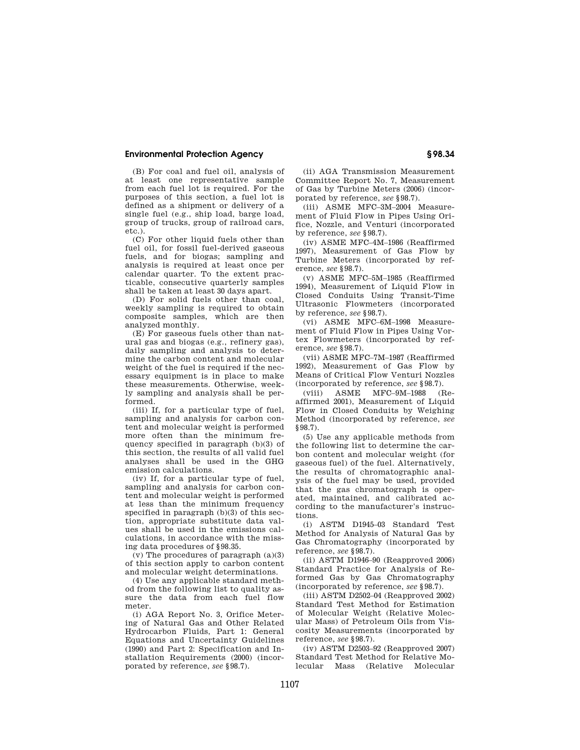(B) For coal and fuel oil, analysis of at least one representative sample from each fuel lot is required. For the purposes of this section, a fuel lot is defined as a shipment or delivery of a single fuel (e.g., ship load, barge load, group of trucks, group of railroad cars, etc.).

(C) For other liquid fuels other than fuel oil, for fossil fuel-derived gaseous fuels, and for biogas; sampling and analysis is required at least once per calendar quarter. To the extent practicable, consecutive quarterly samples shall be taken at least 30 days apart.

(D) For solid fuels other than coal, weekly sampling is required to obtain composite samples, which are then analyzed monthly.

(E) For gaseous fuels other than natural gas and biogas (e.g., refinery gas), daily sampling and analysis to determine the carbon content and molecular weight of the fuel is required if the necessary equipment is in place to make these measurements. Otherwise, weekly sampling and analysis shall be performed.

(iii) If, for a particular type of fuel, sampling and analysis for carbon content and molecular weight is performed more often than the minimum frequency specified in paragraph (b)(3) of this section, the results of all valid fuel analyses shall be used in the GHG emission calculations.

(iv) If, for a particular type of fuel, sampling and analysis for carbon content and molecular weight is performed at less than the minimum frequency specified in paragraph (b)(3) of this section, appropriate substitute data values shall be used in the emissions calculations, in accordance with the missing data procedures of §98.35.

(v) The procedures of paragraph (a)(3) of this section apply to carbon content and molecular weight determinations.

(4) Use any applicable standard method from the following list to quality assure the data from each fuel flow meter.

(i) AGA Report No. 3, Orifice Metering of Natural Gas and Other Related Hydrocarbon Fluids, Part 1: General Equations and Uncertainty Guidelines (1990) and Part 2: Specification and Installation Requirements (2000) (incorporated by reference, *see* §98.7).

(ii) AGA Transmission Measurement Committee Report No. 7, Measurement of Gas by Turbine Meters (2006) (incorporated by reference, *see* §98.7).

(iii) ASME MFC–3M–2004 Measurement of Fluid Flow in Pipes Using Orifice, Nozzle, and Venturi (incorporated by reference, *see* §98.7).

(iv) ASME MFC–4M–1986 (Reaffirmed 1997), Measurement of Gas Flow by Turbine Meters (incorporated by reference, *see* §98.7).

(v) ASME MFC–5M–1985 (Reaffirmed 1994), Measurement of Liquid Flow in Closed Conduits Using Transit-Time Ultrasonic Flowmeters (incorporated by reference, *see* §98.7).

(vi) ASME MFC–6M–1998 Measurement of Fluid Flow in Pipes Using Vortex Flowmeters (incorporated by reference, *see* §98.7).

(vii) ASME MFC–7M–1987 (Reaffirmed 1992), Measurement of Gas Flow by Means of Critical Flow Venturi Nozzles (incorporated by reference, *see* §98.7).

(viii) ASME MFC–9M–1988 (Reaffirmed 2001), Measurement of Liquid Flow in Closed Conduits by Weighing Method (incorporated by reference, *see* §98.7).

(5) Use any applicable methods from the following list to determine the carbon content and molecular weight (for gaseous fuel) of the fuel. Alternatively, the results of chromatographic analysis of the fuel may be used, provided that the gas chromatograph is operated, maintained, and calibrated according to the manufacturer's instructions.

(i) ASTM D1945–03 Standard Test Method for Analysis of Natural Gas by Gas Chromatography (incorporated by reference, *see* §98.7).

(ii) ASTM D1946–90 (Reapproved 2006) Standard Practice for Analysis of Reformed Gas by Gas Chromatography (incorporated by reference, *see* §98.7).

(iii) ASTM D2502–04 (Reapproved 2002) Standard Test Method for Estimation of Molecular Weight (Relative Molecular Mass) of Petroleum Oils from Viscosity Measurements (incorporated by reference, *see* §98.7).

(iv) ASTM D2503–92 (Reapproved 2007) Standard Test Method for Relative Molecular Mass (Relative Molecular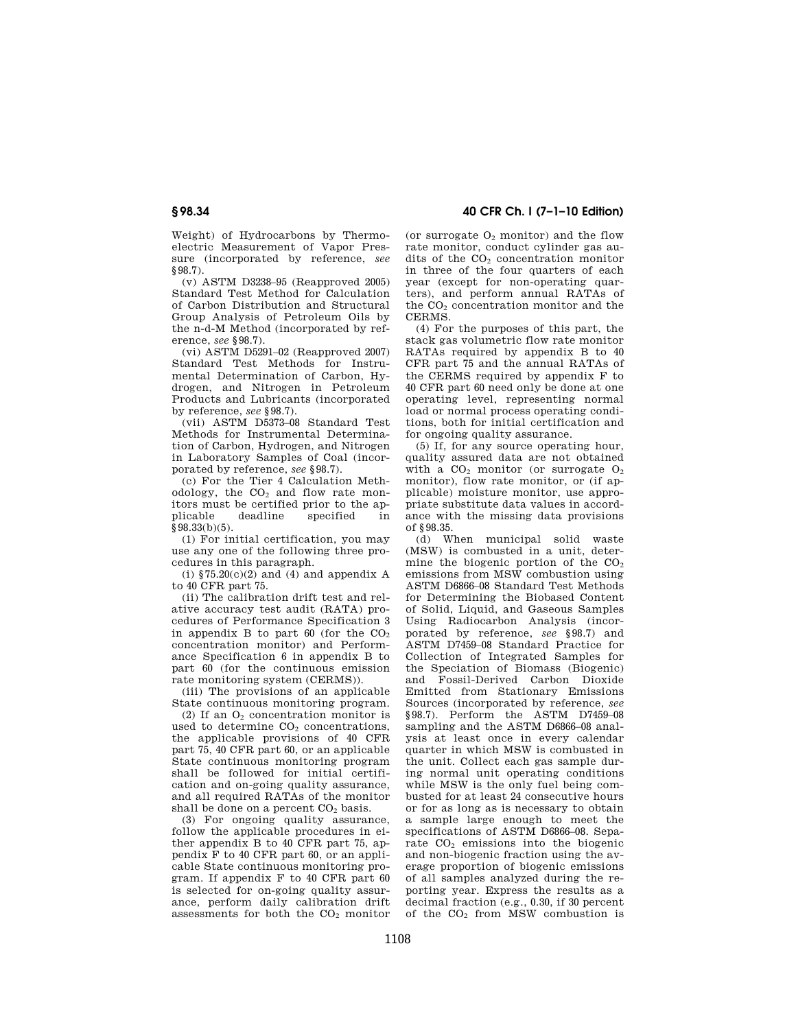Weight) of Hydrocarbons by Thermoelectric Measurement of Vapor Pressure (incorporated by reference, *see* §98.7).

(v) ASTM D3238–95 (Reapproved 2005) Standard Test Method for Calculation of Carbon Distribution and Structural Group Analysis of Petroleum Oils by the n-d-M Method (incorporated by reference, *see* §98.7).

(vi) ASTM D5291–02 (Reapproved 2007) Standard Test Methods for Instrumental Determination of Carbon, Hydrogen, and Nitrogen in Petroleum Products and Lubricants (incorporated by reference, *see* §98.7).

(vii) ASTM D5373–08 Standard Test Methods for Instrumental Determination of Carbon, Hydrogen, and Nitrogen in Laboratory Samples of Coal (incorporated by reference, *see* §98.7).

(c) For the Tier 4 Calculation Methodology, the $CO_2$ and flow rate monitors must be certified prior to the applicable deadline specified in §98.33(b)(5).

(1) For initial certification, you may use any one of the following three procedures in this paragraph.

(i) §75.20(c)(2) and (4) and appendix A to 40 CFR part 75.

(ii) The calibration drift test and relative accuracy test audit (RATA) procedures of Performance Specification 3 in appendix B to part 60 (for the $CO_2$ concentration monitor) and Performance Specification 6 in appendix B to part 60 (for the continuous emission rate monitoring system (CERMS)).

(iii) The provisions of an applicable State continuous monitoring program.

(2) If an $O_2$ concentration monitor is used to determine $CO_2$ concentrations, the applicable provisions of 40 CFR part 75, 40 CFR part 60, or an applicable State continuous monitoring program shall be followed for initial certification and on-going quality assurance, and all required RATAs of the monitor shall be done on a percent $CO_2$ basis.

(3) For ongoing quality assurance, follow the applicable procedures in either appendix B to 40 CFR part 75, appendix F to 40 CFR part 60, or an applicable State continuous monitoring program. If appendix F to 40 CFR part 60 is selected for on-going quality assurance, perform daily calibration drift assessments for both the $CO_2$ monitor (or surrogate $O_2$ monitor) and the flow rate monitor, conduct cylinder gas audits of the $CO_2$ concentration monitor in three of the four quarters of each year (except for non-operating quarters), and perform annual RATAs of the $CO_2$ concentration monitor and the CERMS.

(4) For the purposes of this part, the stack gas volumetric flow rate monitor RATAs required by appendix B to 40 CFR part 75 and the annual RATAs of the CERMS required by appendix F to 40 CFR part 60 need only be done at one operating level, representing normal load or normal process operating conditions, both for initial certification and for ongoing quality assurance.

(5) If, for any source operating hour, quality assured data are not obtained with a $CO_2$ monitor (or surrogate $O_2$ monitor), flow rate monitor, or (if applicable) moisture monitor, use appropriate substitute data values in accordance with the missing data provisions of §98.35.

(d) When municipal solid waste (MSW) is combusted in a unit, determine the biogenic portion of the $CO_2$ emissions from MSW combustion using ASTM D6866–08 Standard Test Methods for Determining the Biobased Content of Solid, Liquid, and Gaseous Samples Using Radiocarbon Analysis (incorporated by reference, *see* §98.7) and ASTM D7459–08 Standard Practice for Collection of Integrated Samples for the Speciation of Biomass (Biogenic) and Fossil-Derived Carbon Dioxide Emitted from Stationary Emissions Sources (incorporated by reference, *see* §98.7). Perform the ASTM D7459–08 sampling and the ASTM D6866–08 analysis at least once in every calendar quarter in which MSW is combusted in the unit. Collect each gas sample during normal unit operating conditions while MSW is the only fuel being combusted for at least 24 consecutive hours or for as long as is necessary to obtain a sample large enough to meet the specifications of ASTM D6866–08. Separate $CO_2$ emissions into the biogenic and non-biogenic fraction using the average proportion of biogenic emissions of all samples analyzed during the reporting year. Express the results as a decimal fraction (e.g., 0.30, if 30 percent of the $CO_2$ from MSW combustion is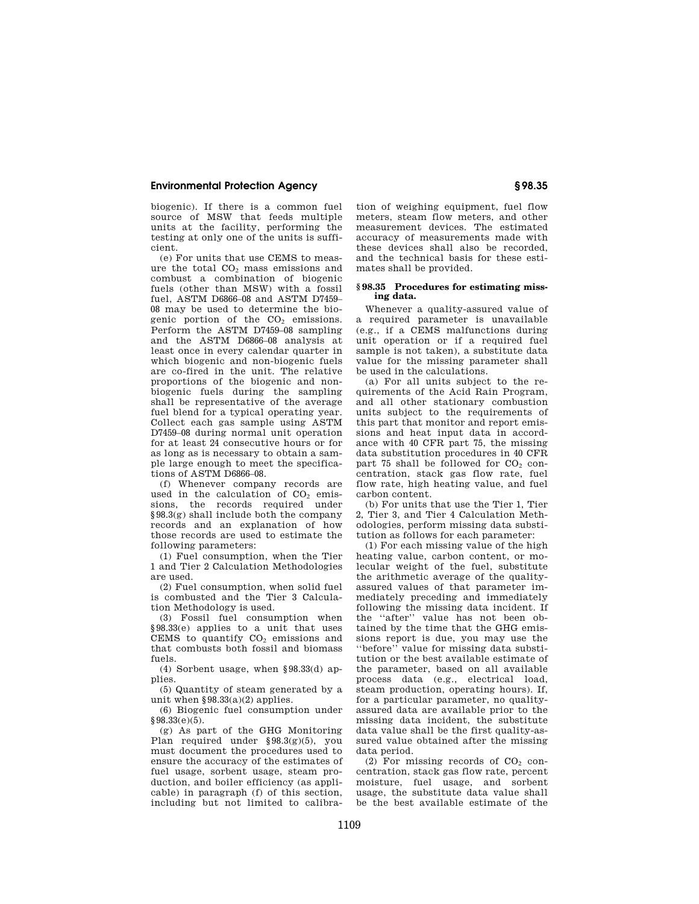biogenic). If there is a common fuel source of MSW that feeds multiple units at the facility, performing the testing at only one of the units is sufficient.

(e) For units that use CEMS to measure the total $CO_2$ mass emissions and combust a combination of biogenic fuels (other than MSW) with a fossil fuel, ASTM D6866–08 and ASTM D7459–08 may be used to determine the biogenic portion of the $CO_2$ emissions. Perform the ASTM D7459–08 sampling and the ASTM D6866–08 analysis at least once in every calendar quarter in which biogenic and non-biogenic fuels are co-fired in the unit. The relative proportions of the biogenic and non-biogenic fuels during the sampling shall be representative of the average fuel blend for a typical operating year. Collect each gas sample using ASTM D7459–08 during normal unit operation for at least 24 consecutive hours or for as long as is necessary to obtain a sample large enough to meet the specifications of ASTM D6866–08.

(f) Whenever company records are used in the calculation of $CO_2$ emissions, the records required under §98.3(g) shall include both the company records and an explanation of how those records are used to estimate the following parameters:

(1) Fuel consumption, when the Tier 1 and Tier 2 Calculation Methodologies are used.

(2) Fuel consumption, when solid fuel is combusted and the Tier 3 Calculation Methodology is used.

(3) Fossil fuel consumption when §98.33(e) applies to a unit that uses CEMS to quantify $CO_2$ emissions and that combusts both fossil and biomass fuels.

(4) Sorbent usage, when §98.33(d) applies.

(5) Quantity of steam generated by a unit when §98.33(a)(2) applies.

(6) Biogenic fuel consumption under §98.33(e)(5).

(g) As part of the GHG Monitoring Plan required under §98.3(g)(5), you must document the procedures used to ensure the accuracy of the estimates of fuel usage, sorbent usage, steam production, and boiler efficiency (as applicable) in paragraph (f) of this section, including but not limited to calibration of weighing equipment, fuel flow meters, steam flow meters, and other measurement devices. The estimated accuracy of measurements made with these devices shall also be recorded, and the technical basis for these estimates shall be provided.

### § 98.35 Procedures for estimating missing data.

Whenever a quality-assured value of a required parameter is unavailable (e.g., if a CEMS malfunctions during unit operation or if a required fuel sample is not taken), a substitute data value for the missing parameter shall be used in the calculations.

(a) For all units subject to the requirements of the Acid Rain Program, and all other stationary combustion units subject to the requirements of this part that monitor and report emissions and heat input data in accordance with 40 CFR part 75, the missing data substitution procedures in 40 CFR part 75 shall be followed for $CO_2$ concentration, stack gas flow rate, fuel flow rate, high heating value, and fuel carbon content.

(b) For units that use the Tier 1, Tier 2, Tier 3, and Tier 4 Calculation Methodologies, perform missing data substitution as follows for each parameter:

(1) For each missing value of the high heating value, carbon content, or molecular weight of the fuel, substitute the arithmetic average of the quality-assured values of that parameter immediately preceding and immediately following the missing data incident. If the "after" value has not been obtained by the time that the GHG emissions report is due, you may use the "before" value for missing data substitution or the best available estimate of the parameter, based on all available process data (e.g., electrical load, steam production, operating hours). If, for a particular parameter, no quality-assured data are available prior to the missing data incident, the substitute data value shall be the first quality-assured value obtained after the missing data period.

(2) For missing records of $CO_2$ concentration, stack gas flow rate, percent moisture, fuel usage, and sorbent usage, the substitute data value shall be the best available estimate of the